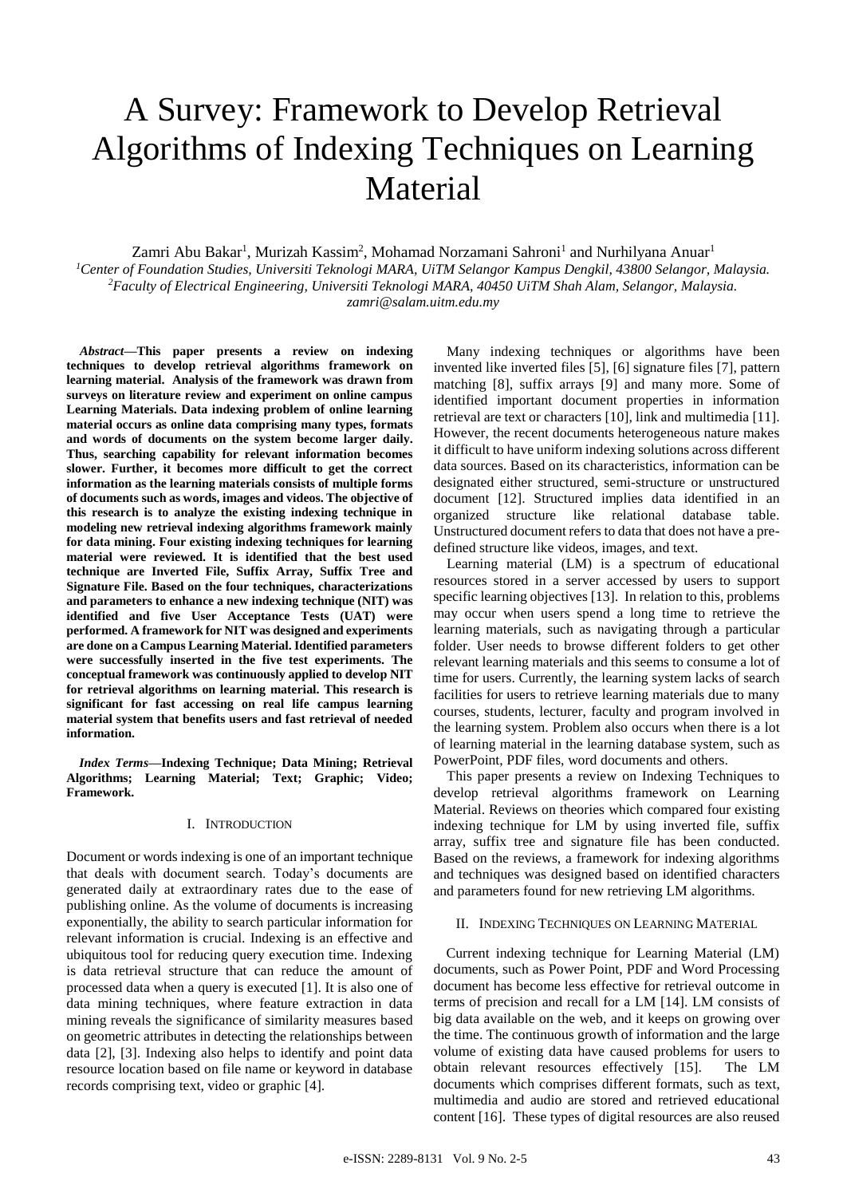# A Survey: Framework to Develop Retrieval Algorithms of Indexing Techniques on Learning Material

Zamri Abu Bakar[1], Murizah Kassim[2], Mohamad Norzamani Sahroni[1] and Nurhilyana Anuar[1]

[1]*Center of Foundation Studies, Universiti Teknologi MARA, UiTM Selangor Kampus Dengkil, 43800 Selangor, Malaysia.*
[2]*Faculty of Electrical Engineering, Universiti Teknologi MARA, 40450 UiTM Shah Alam, Selangor, Malaysia.*
*zamri@salam.uitm.edu.my*

***Abstract*—This paper presents a review on indexing techniques to develop retrieval algorithms framework on learning material. Analysis of the framework was drawn from surveys on literature review and experiment on online campus Learning Materials. Data indexing problem of online learning material occurs as online data comprising many types, formats and words of documents on the system become larger daily. Thus, searching capability for relevant information becomes slower. Further, it becomes more difficult to get the correct information as the learning materials consists of multiple forms of documents such as words, images and videos. The objective of this research is to analyze the existing indexing technique in modeling new retrieval indexing algorithms framework mainly for data mining. Four existing indexing techniques for learning material were reviewed. It is identified that the best used technique are Inverted File, Suffix Array, Suffix Tree and Signature File. Based on the four techniques, characterizations and parameters to enhance a new indexing technique (NIT) was identified and five User Acceptance Tests (UAT) were performed. A framework for NIT was designed and experiments are done on a Campus Learning Material. Identified parameters were successfully inserted in the five test experiments. The conceptual framework was continuously applied to develop NIT for retrieval algorithms on learning material. This research is significant for fast accessing on real life campus learning material system that benefits users and fast retrieval of needed information.**

***Index Terms*—Indexing Technique; Data Mining; Retrieval Algorithms; Learning Material; Text; Graphic; Video; Framework.**

## I. Introduction

Document or words indexing is one of an important technique that deals with document search. Today's documents are generated daily at extraordinary rates due to the ease of publishing online. As the volume of documents is increasing exponentially, the ability to search particular information for relevant information is crucial. Indexing is an effective and ubiquitous tool for reducing query execution time. Indexing is data retrieval structure that can reduce the amount of processed data when a query is executed [1]. It is also one of data mining techniques, where feature extraction in data mining reveals the significance of similarity measures based on geometric attributes in detecting the relationships between data [2], [3]. Indexing also helps to identify and point data resource location based on file name or keyword in database records comprising text, video or graphic [4].

Many indexing techniques or algorithms have been invented like inverted files [5], [6] signature files [7], pattern matching [8], suffix arrays [9] and many more. Some of identified important document properties in information retrieval are text or characters [10], link and multimedia [11]. However, the recent documents heterogeneous nature makes it difficult to have uniform indexing solutions across different data sources. Based on its characteristics, information can be designated either structured, semi-structure or unstructured document [12]. Structured implies data identified in an organized structure like relational database table. Unstructured document refers to data that does not have a pre-defined structure like videos, images, and text.

Learning material (LM) is a spectrum of educational resources stored in a server accessed by users to support specific learning objectives [13]. In relation to this, problems may occur when users spend a long time to retrieve the learning materials, such as navigating through a particular folder. User needs to browse different folders to get other relevant learning materials and this seems to consume a lot of time for users. Currently, the learning system lacks of search facilities for users to retrieve learning materials due to many courses, students, lecturer, faculty and program involved in the learning system. Problem also occurs when there is a lot of learning material in the learning database system, such as PowerPoint, PDF files, word documents and others.

This paper presents a review on Indexing Techniques to develop retrieval algorithms framework on Learning Material. Reviews on theories which compared four existing indexing technique for LM by using inverted file, suffix array, suffix tree and signature file has been conducted. Based on the reviews, a framework for indexing algorithms and techniques was designed based on identified characters and parameters found for new retrieving LM algorithms.

## II. Indexing Techniques on Learning Material

Current indexing technique for Learning Material (LM) documents, such as Power Point, PDF and Word Processing document has become less effective for retrieval outcome in terms of precision and recall for a LM [14]. LM consists of big data available on the web, and it keeps on growing over the time. The continuous growth of information and the large volume of existing data have caused problems for users to obtain relevant resources effectively [15]. The LM documents which comprises different formats, such as text, multimedia and audio are stored and retrieved educational content [16]. These types of digital resources are also reused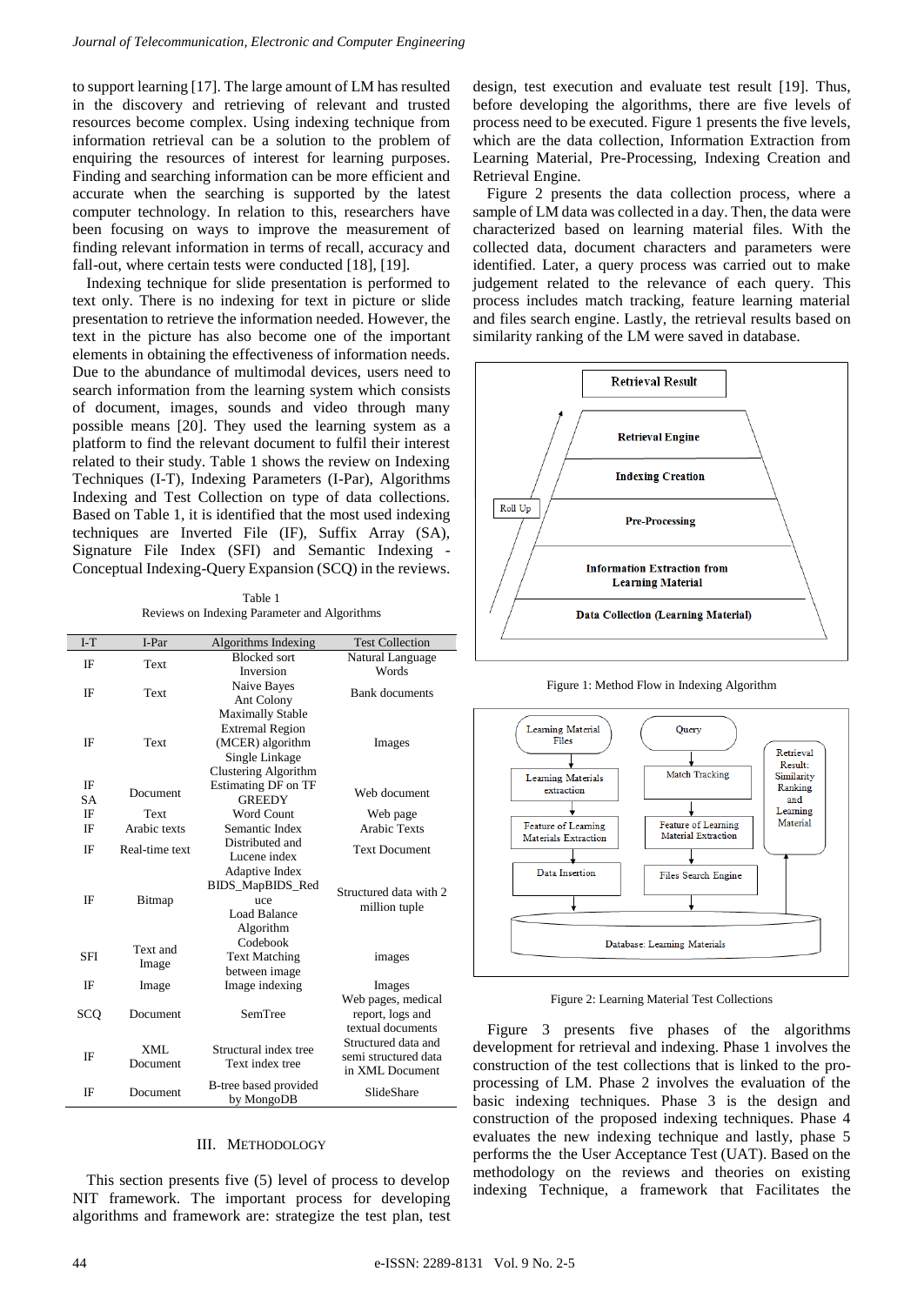to support learning [17]. The large amount of LM has resulted in the discovery and retrieving of relevant and trusted resources become complex. Using indexing technique from information retrieval can be a solution to the problem of enquiring the resources of interest for learning purposes. Finding and searching information can be more efficient and accurate when the searching is supported by the latest computer technology. In relation to this, researchers have been focusing on ways to improve the measurement of finding relevant information in terms of recall, accuracy and fall-out, where certain tests were conducted [18], [19].

Indexing technique for slide presentation is performed to text only. There is no indexing for text in picture or slide presentation to retrieve the information needed. However, the text in the picture has also become one of the important elements in obtaining the effectiveness of information needs. Due to the abundance of multimodal devices, users need to search information from the learning system which consists of document, images, sounds and video through many possible means [20]. They used the learning system as a platform to find the relevant document to fulfil their interest related to their study. Table 1 shows the review on Indexing Techniques (I-T), Indexing Parameters (I-Par), Algorithms Indexing and Test Collection on type of data collections. Based on Table 1, it is identified that the most used indexing techniques are Inverted File (IF), Suffix Array (SA), Signature File Index (SFI) and Semantic Indexing - Conceptual Indexing-Query Expansion (SCQ) in the reviews.

Table 1
Reviews on Indexing Parameter and Algorithms

| I-T | I-Par | Algorithms Indexing | Test Collection |
|---|---|---|---|
| IF | Text | Blocked sort Inversion | Natural Language Words |
| IF | Text | Naive Bayes Ant Colony | Bank documents |
| IF | Text | Maximally Stable Extremal Region (MCER) algorithm Single Linkage Clustering Algorithm | Images |
| IF SA | Document | Estimating DF on TF GREEDY | Web document |
| IF | Text | Word Count | Web page |
| IF | Arabic texts | Semantic Index | Arabic Texts |
| IF | Real-time text | Distributed and Lucene index | Text Document |
| IF | Bitmap | Adaptive Index BIDS_MapBIDS_Reduce Load Balance Algorithm | Structured data with 2 million tuple |
| SFI | Text and Image | Codebook Text Matching between image | images |
| IF | Image | Image indexing | Images |
| SCQ | Document | SemTree | Web pages, medical report, logs and textual documents |
| IF | XML Document | Structural index tree Text index tree | Structured data and semi structured data in XML Document |
| IF | Document | B-tree based provided by MongoDB | SlideShare |

## III. Methodology

This section presents five (5) level of process to develop NIT framework. The important process for developing algorithms and framework are: strategize the test plan, test design, test execution and evaluate test result [19]. Thus, before developing the algorithms, there are five levels of process need to be executed. Figure 1 presents the five levels, which are the data collection, Information Extraction from Learning Material, Pre-Processing, Indexing Creation and Retrieval Engine.

Figure 2 presents the data collection process, where a sample of LM data was collected in a day. Then, the data were characterized based on learning material files. With the collected data, document characters and parameters were identified. Later, a query process was carried out to make judgement related to the relevance of each query. This process includes match tracking, feature learning material and files search engine. Lastly, the retrieval results based on similarity ranking of the LM were saved in database.

Figure 1: Method Flow in Indexing Algorithm

Figure 2: Learning Material Test Collections

Figure 3 presents five phases of the algorithms development for retrieval and indexing. Phase 1 involves the construction of the test collections that is linked to the pro-processing of LM. Phase 2 involves the evaluation of the basic indexing techniques. Phase 3 is the design and construction of the proposed indexing techniques. Phase 4 evaluates the new indexing technique and lastly, phase 5 performs the the User Acceptance Test (UAT). Based on the methodology on the reviews and theories on existing indexing Technique, a framework that Facilitates the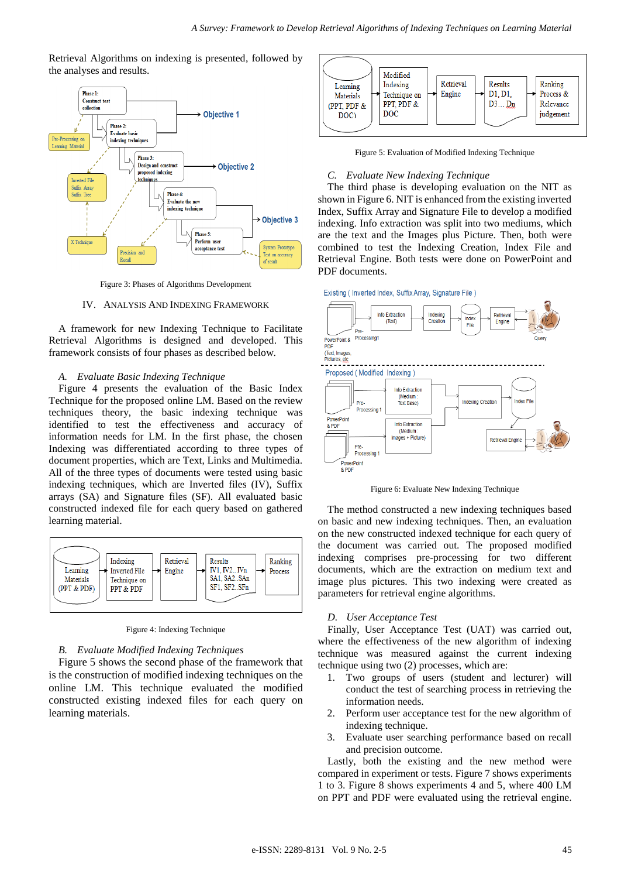Retrieval Algorithms on indexing is presented, followed by the analyses and results.

Figure 3: Phases of Algorithms Development

## IV. Analysis And Indexing Framework

A framework for new Indexing Technique to Facilitate Retrieval Algorithms is designed and developed. This framework consists of four phases as described below.

### *A. Evaluate Basic Indexing Technique*

Figure 4 presents the evaluation of the Basic Index Technique for the proposed online LM. Based on the review techniques theory, the basic indexing technique was identified to test the effectiveness and accuracy of information needs for LM. In the first phase, the chosen Indexing was differentiated according to three types of document properties, which are Text, Links and Multimedia. All of the three types of documents were tested using basic indexing techniques, which are Inverted files (IV), Suffix arrays (SA) and Signature files (SF). All evaluated basic constructed indexed file for each query based on gathered learning material.

Figure 4: Indexing Technique

### *B. Evaluate Modified Indexing Techniques*

Figure 5 shows the second phase of the framework that is the construction of modified indexing techniques on the online LM. This technique evaluated the modified constructed existing indexed files for each query on learning materials.

Figure 5: Evaluation of Modified Indexing Technique

### *C. Evaluate New Indexing Technique*

The third phase is developing evaluation on the NIT as shown in Figure 6. NIT is enhanced from the existing inverted Index, Suffix Array and Signature File to develop a modified indexing. Info extraction was split into two mediums, which are the text and the Images plus Picture. Then, both were combined to test the Indexing Creation, Index File and Retrieval Engine. Both tests were done on PowerPoint and PDF documents.

Figure 6: Evaluate New Indexing Technique

The method constructed a new indexing techniques based on basic and new indexing techniques. Then, an evaluation on the new constructed indexed technique for each query of the document was carried out. The proposed modified indexing comprises pre-processing for two different documents, which are the extraction on medium text and image plus pictures. This two indexing were created as parameters for retrieval engine algorithms.

### *D. User Acceptance Test*

Finally, User Acceptance Test (UAT) was carried out, where the effectiveness of the new algorithm of indexing technique was measured against the current indexing technique using two (2) processes, which are:

1. Two groups of users (student and lecturer) will conduct the test of searching process in retrieving the information needs.
2. Perform user acceptance test for the new algorithm of indexing technique.
3. Evaluate user searching performance based on recall and precision outcome.

Lastly, both the existing and the new method were compared in experiment or tests. Figure 7 shows experiments 1 to 3. Figure 8 shows experiments 4 and 5, where 400 LM on PPT and PDF were evaluated using the retrieval engine.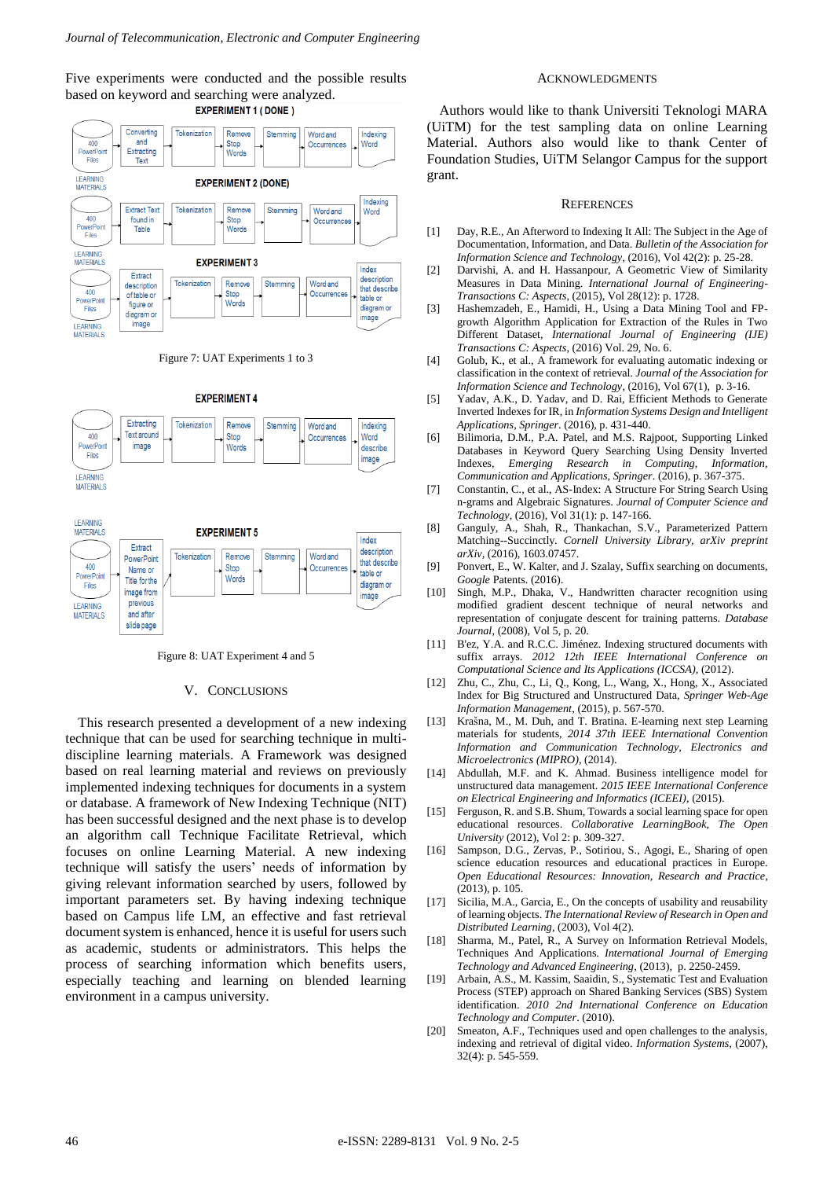Five experiments were conducted and the possible results based on keyword and searching were analyzed.

EXPERIMENT 1 ( DONE )

400 PowerPoint Files
LEARNING MATERIALS
Converting and Extracting Text
Tokenization
Remove Stop Words
Stemming
Word and Occurrences
Indexing Word

EXPERIMENT 2 (DONE)

400 PowerPoint Files
LEARNING MATERIALS
Extract Text found in Table
Tokenization
Remove Stop Words
Stemming
Word and Occurrences
Indexing Word

EXPERIMENT 3

400 PowerPoint Files
LEARNING MATERIALS
Extract description of table or figure or diagram or image
Tokenization
Remove Stop Words
Stemming
Word and Occurrences
Index description that describe table or diagram or image

Figure 7: UAT Experiments 1 to 3

EXPERIMENT 4

400 PowerPoint Files
LEARNING MATERIALS
Extracting Text around image
Tokenization
Remove Stop Words
Stemming
Word and Occurrences
Indexing Word describe image

EXPERIMENT 5

LEARNING MATERIALS
400 PowerPoint Files
LEARNING MATERIALS
Extract PowerPoint Name or Title for the image from previous and after slide page
Tokenization
Remove Stop Words
Stemming
Word and Occurrences
Index description that describe table or diagram or image

Figure 8: UAT Experiment 4 and 5

## V. CONCLUSIONS

This research presented a development of a new indexing technique that can be used for searching technique in multi-discipline learning materials. A Framework was designed based on real learning material and reviews on previously implemented indexing techniques for documents in a system or database. A framework of New Indexing Technique (NIT) has been successful designed and the next phase is to develop an algorithm call Technique Facilitate Retrieval, which focuses on online Learning Material. A new indexing technique will satisfy the users' needs of information by giving relevant information searched by users, followed by important parameters set. By having indexing technique based on Campus life LM, an effective and fast retrieval document system is enhanced, hence it is useful for users such as academic, students or administrators. This helps the process of searching information which benefits users, especially teaching and learning on blended learning environment in a campus university.

## ACKNOWLEDGMENTS

Authors would like to thank Universiti Teknologi MARA (UiTM) for the test sampling data on online Learning Material. Authors also would like to thank Center of Foundation Studies, UiTM Selangor Campus for the support grant.

## REFERENCES

[1] Day, R.E., An Afterword to Indexing It All: The Subject in the Age of Documentation, Information, and Data. *Bulletin of the Association for Information Science and Technology*, (2016), Vol 42(2): p. 25-28.

[2] Darvishi, A. and H. Hassanpour, A Geometric View of Similarity Measures in Data Mining. *International Journal of Engineering-Transactions C: Aspects*, (2015), Vol 28(12): p. 1728.

[3] Hashemzadeh, E., Hamidi, H., Using a Data Mining Tool and FP-growth Algorithm Application for Extraction of the Rules in Two Different Dataset, *International Journal of Engineering (IJE) Transactions C: Aspects*, (2016) Vol. 29, No. 6.

[4] Golub, K., et al., A framework for evaluating automatic indexing or classification in the context of retrieval. *Journal of the Association for Information Science and Technology*, (2016), Vol 67(1), p. 3-16.

[5] Yadav, A.K., D. Yadav, and D. Rai, Efficient Methods to Generate Inverted Indexes for IR, in *Information Systems Design and Intelligent Applications*, *Springer*. (2016), p. 431-440.

[6] Bilimoria, D.M., P.A. Patel, and M.S. Rajpoot, Supporting Linked Databases in Keyword Query Searching Using Density Inverted Indexes, *Emerging Research in Computing, Information, Communication and Applications, Springer*. (2016), p. 367-375.

[7] Constantin, C., et al., AS-Index: A Structure For String Search Using n-grams and Algebraic Signatures. *Journal of Computer Science and Technology*, (2016), Vol 31(1): p. 147-166.

[8] Ganguly, A., Shah, R., Thankachan, S.V., Parameterized Pattern Matching--Succinctly. *Cornell University Library, arXiv preprint arXiv*, (2016), 1603.07457.

[9] Ponvert, E., W. Kalter, and J. Szalay, Suffix searching on documents, *Google* Patents. (2016).

[10] Singh, M.P., Dhaka, V., Handwritten character recognition using modified gradient descent technique of neural networks and representation of conjugate descent for training patterns. *Database Journal*, (2008), Vol 5, p. 20.

[11] B'ez, Y.A. and R.C.C. Jiménez. Indexing structured documents with suffix arrays. *2012 12th IEEE International Conference on Computational Science and Its Applications (ICCSA)*, (2012).

[12] Zhu, C., Zhu, C., Li, Q., Kong, L., Wang, X., Hong, X., Associated Index for Big Structured and Unstructured Data, *Springer Web-Age Information Management*, (2015), p. 567-570.

[13] Krašna, M., M. Duh, and T. Bratina. E-learning next step Learning materials for students, *2014 37th IEEE International Convention Information and Communication Technology, Electronics and Microelectronics (MIPRO)*, (2014).

[14] Abdullah, M.F. and K. Ahmad. Business intelligence model for unstructured data management. *2015 IEEE International Conference on Electrical Engineering and Informatics (ICEEI)*, (2015).

[15] Ferguson, R. and S.B. Shum, Towards a social learning space for open educational resources. *Collaborative LearningBook, The Open University* (2012), Vol 2: p. 309-327.

[16] Sampson, D.G., Zervas, P., Sotiriou, S., Agogi, E., Sharing of open science education resources and educational practices in Europe. *Open Educational Resources: Innovation, Research and Practice*, (2013), p. 105.

[17] Sicilia, M.A., Garcia, E., On the concepts of usability and reusability of learning objects. *The International Review of Research in Open and Distributed Learning*, (2003), Vol 4(2).

[18] Sharma, M., Patel, R., A Survey on Information Retrieval Models, Techniques And Applications. *International Journal of Emerging Technology and Advanced Engineering*, (2013), p. 2250-2459.

[19] Arbain, A.S., M. Kassim, Saaidin, S., Systematic Test and Evaluation Process (STEP) approach on Shared Banking Services (SBS) System identification. *2010 2nd International Conference on Education Technology and Computer*. (2010).

[20] Smeaton, A.F., Techniques used and open challenges to the analysis, indexing and retrieval of digital video. *Information Systems*, (2007), 32(4): p. 545-559.